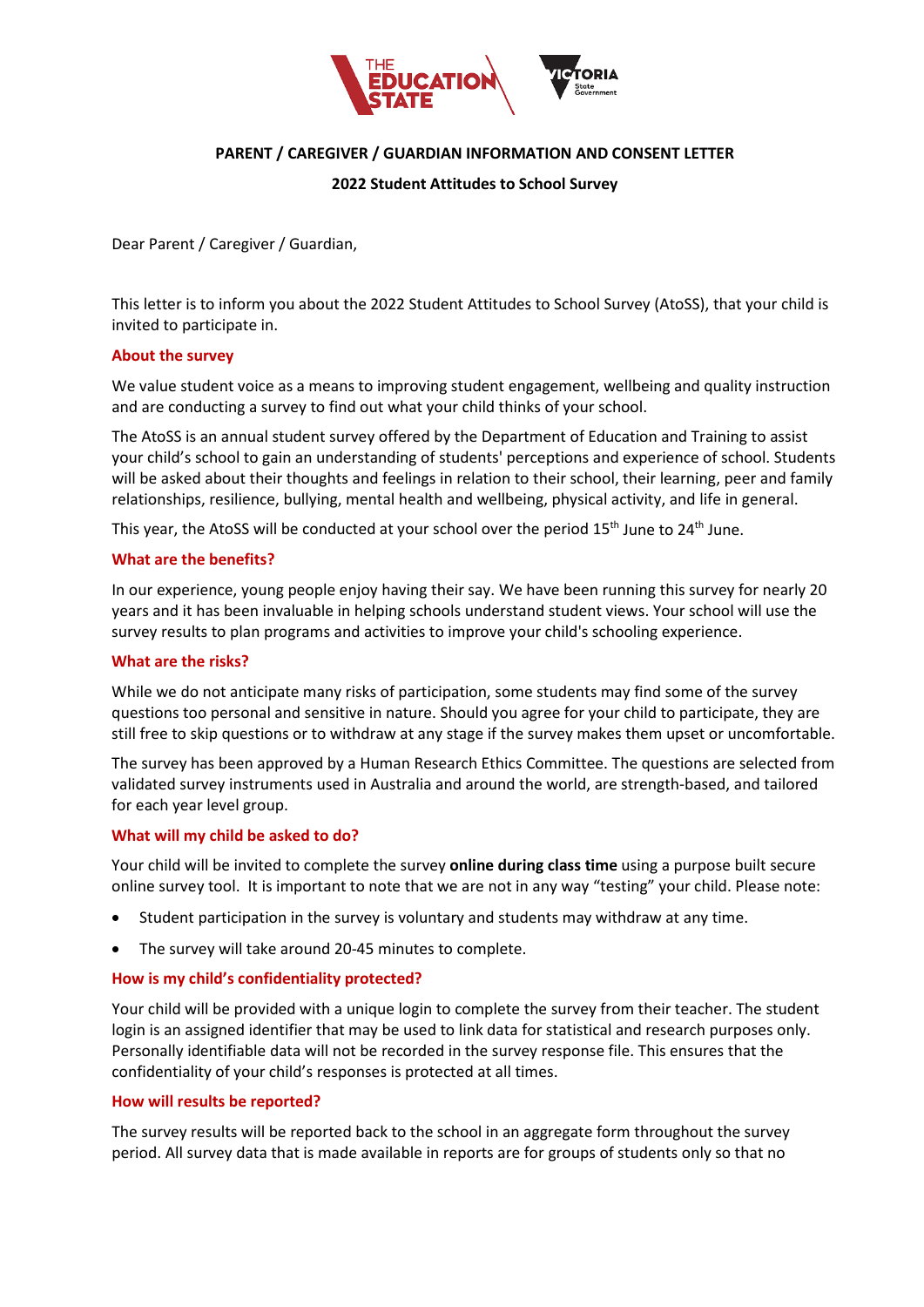# PARENT / CAREGIVER / GUARDIAN INFORMATION AND CONSENT LETTER

## 2022 Student Attitudes to School Survey

Dear Parent / Caregiver / Guardian,

This letter is to inform you about the 2022 Student Attitudes to School Survey (AtoSS), that your child is invited to participate in.

### About the survey

We value student voice as a means to improving student engagement, wellbeing and quality instruction and are conducting a survey to find out what your child thinks of your school.

The AtoSS is an annual student survey offered by the Department of Education and Training to assist your child's school to gain an understanding of students' perceptions and experience of school. Students will be asked about their thoughts and feelings in relation to their school, their learning, peer and family relationships, resilience, bullying, mental health and wellbeing, physical activity, and life in general.

This year, the AtoSS will be conducted at your school over the period 15th June to 24th June.

### What are the benefits?

In our experience, young people enjoy having their say. We have been running this survey for nearly 20 years and it has been invaluable in helping schools understand student views. Your school will use the survey results to plan programs and activities to improve your child's schooling experience.

### What are the risks?

While we do not anticipate many risks of participation, some students may find some of the survey questions too personal and sensitive in nature. Should you agree for your child to participate, they are still free to skip questions or to withdraw at any stage if the survey makes them upset or uncomfortable.

The survey has been approved by a Human Research Ethics Committee. The questions are selected from validated survey instruments used in Australia and around the world, are strength-based, and tailored for each year level group.

### What will my child be asked to do?

Your child will be invited to complete the survey **online during class time** using a purpose built secure online survey tool. It is important to note that we are not in any way "testing" your child. Please note:

- Student participation in the survey is voluntary and students may withdraw at any time.
- The survey will take around 20-45 minutes to complete.

### How is my child's confidentiality protected?

Your child will be provided with a unique login to complete the survey from their teacher. The student login is an assigned identifier that may be used to link data for statistical and research purposes only. Personally identifiable data will not be recorded in the survey response file. This ensures that the confidentiality of your child's responses is protected at all times.

### How will results be reported?

The survey results will be reported back to the school in an aggregate form throughout the survey period. All survey data that is made available in reports are for groups of students only so that no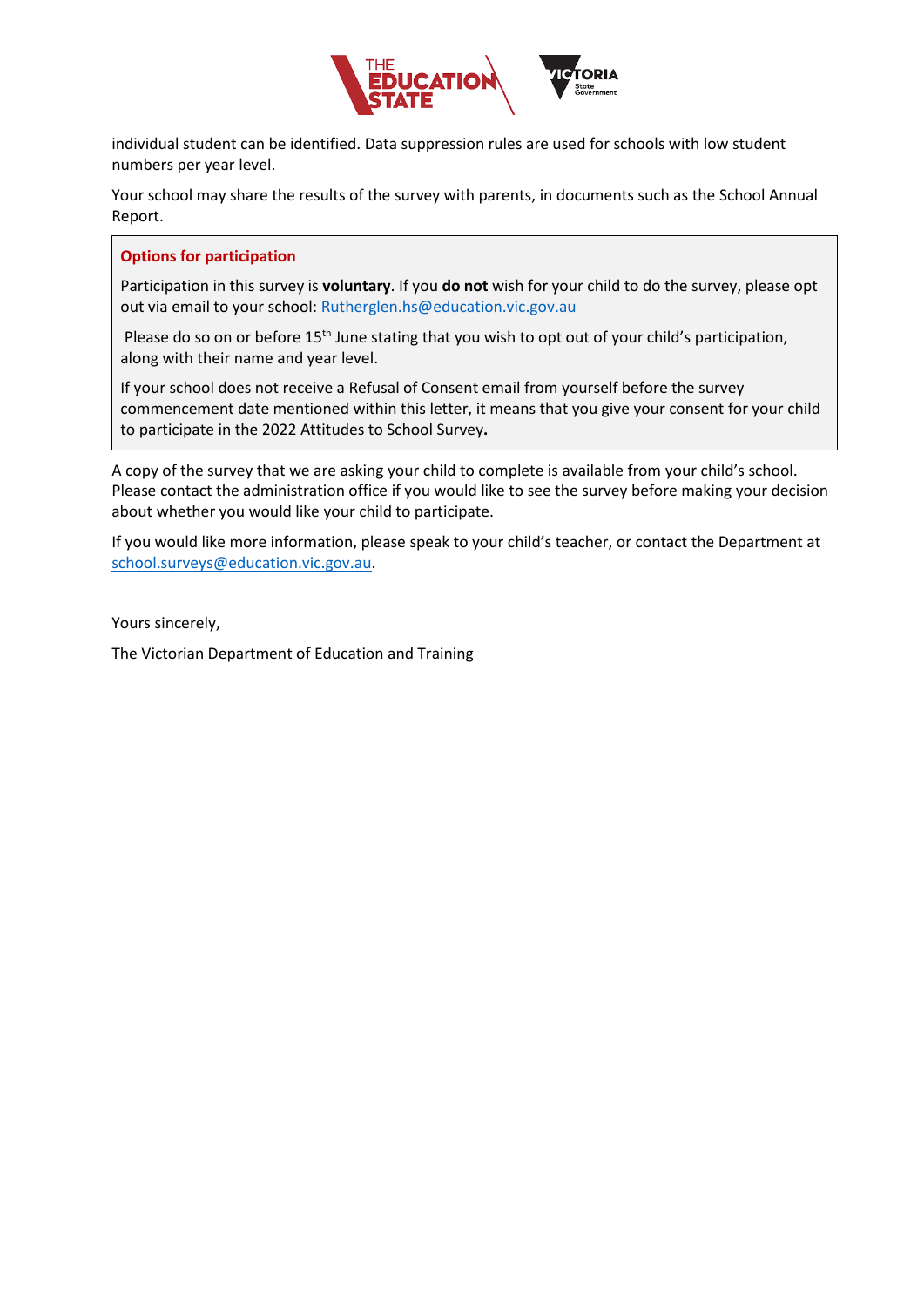individual student can be identified. Data suppression rules are used for schools with low student numbers per year level.

Your school may share the results of the survey with parents, in documents such as the School Annual Report.

**Options for participation**

Participation in this survey is **voluntary**. If you **do not** wish for your child to do the survey, please opt out via email to your school: Rutherglen.hs@education.vic.gov.au

Please do so on or before 15th June stating that you wish to opt out of your child's participation, along with their name and year level.

If your school does not receive a Refusal of Consent email from yourself before the survey commencement date mentioned within this letter, it means that you give your consent for your child to participate in the 2022 Attitudes to School Survey**.**

A copy of the survey that we are asking your child to complete is available from your child's school. Please contact the administration office if you would like to see the survey before making your decision about whether you would like your child to participate.

If you would like more information, please speak to your child's teacher, or contact the Department at school.surveys@education.vic.gov.au.

Yours sincerely,

The Victorian Department of Education and Training